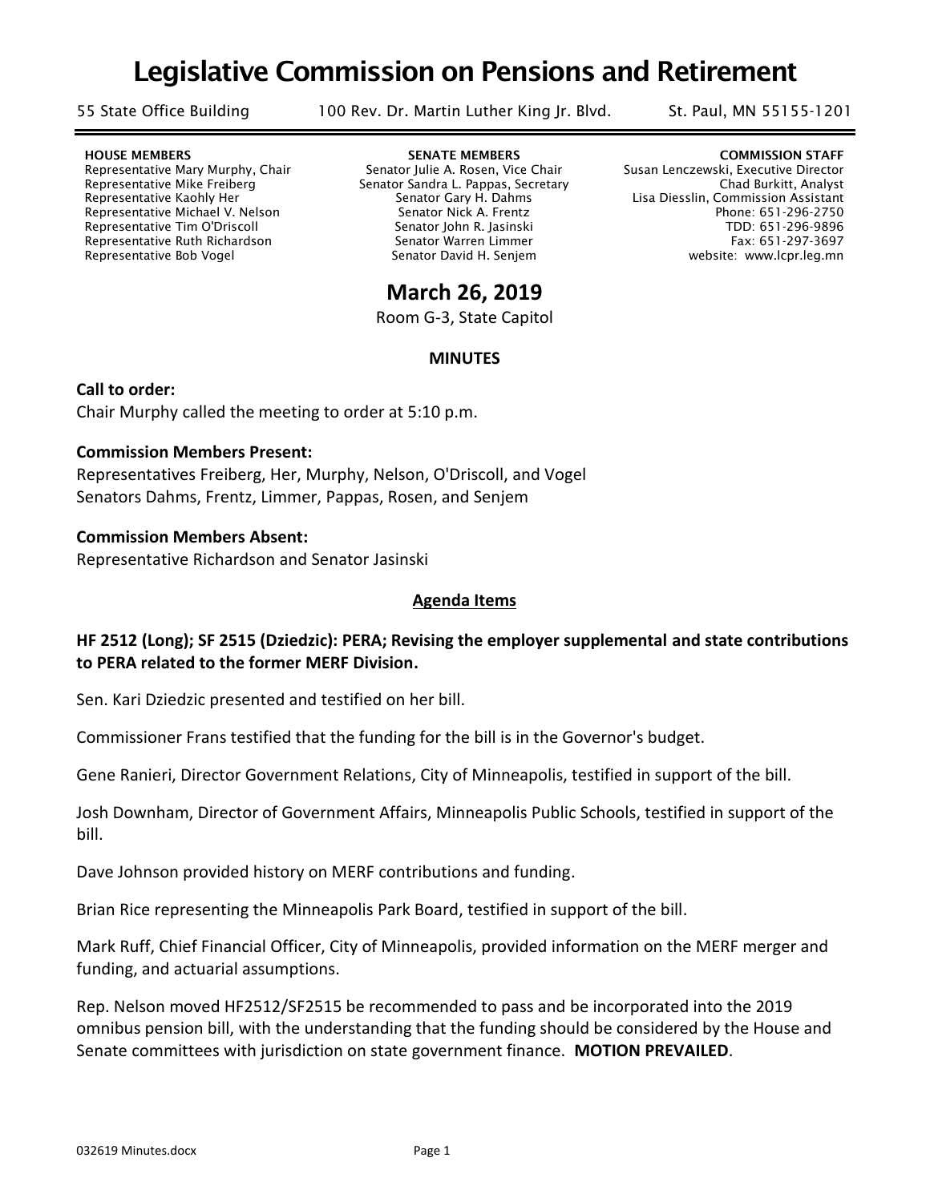# Legislative Commission on Pensions and Retirement

55 State Office Building    100 Rev. Dr. Martin Luther King Jr. Blvd.    St. Paul, MN 55155-1201

| HOUSE MEMBERS | SENATE MEMBERS | COMMISSION STAFF |
|---|---|---|
| Representative Mary Murphy, Chair | Senator Julie A. Rosen, Vice Chair | Susan Lenczewski, Executive Director |
| Representative Mike Freiberg | Senator Sandra L. Pappas, Secretary | Chad Burkitt, Analyst |
| Representative Kaohly Her | Senator Gary H. Dahms | Lisa Diesslin, Commission Assistant |
| Representative Michael V. Nelson | Senator Nick A. Frentz | Phone: 651-296-2750 |
| Representative Tim O'Driscoll | Senator John R. Jasinski | TDD: 651-296-9896 |
| Representative Ruth Richardson | Senator Warren Limmer | Fax: 651-297-3697 |
| Representative Bob Vogel | Senator David H. Senjem | website: www.lcpr.leg.mn |

## March 26, 2019

Room G-3, State Capitol

**MINUTES**

**Call to order:**

Chair Murphy called the meeting to order at 5:10 p.m.

**Commission Members Present:**

Representatives Freiberg, Her, Murphy, Nelson, O'Driscoll, and Vogel
Senators Dahms, Frentz, Limmer, Pappas, Rosen, and Senjem

**Commission Members Absent:**

Representative Richardson and Senator Jasinski

**Agenda Items**

**HF 2512 (Long); SF 2515 (Dziedzic): PERA; Revising the employer supplemental and state contributions to PERA related to the former MERF Division.**

Sen. Kari Dziedzic presented and testified on her bill.

Commissioner Frans testified that the funding for the bill is in the Governor's budget.

Gene Ranieri, Director Government Relations, City of Minneapolis, testified in support of the bill.

Josh Downham, Director of Government Affairs, Minneapolis Public Schools, testified in support of the bill.

Dave Johnson provided history on MERF contributions and funding.

Brian Rice representing the Minneapolis Park Board, testified in support of the bill.

Mark Ruff, Chief Financial Officer, City of Minneapolis, provided information on the MERF merger and funding, and actuarial assumptions.

Rep. Nelson moved HF2512/SF2515 be recommended to pass and be incorporated into the 2019 omnibus pension bill, with the understanding that the funding should be considered by the House and Senate committees with jurisdiction on state government finance. **MOTION PREVAILED**.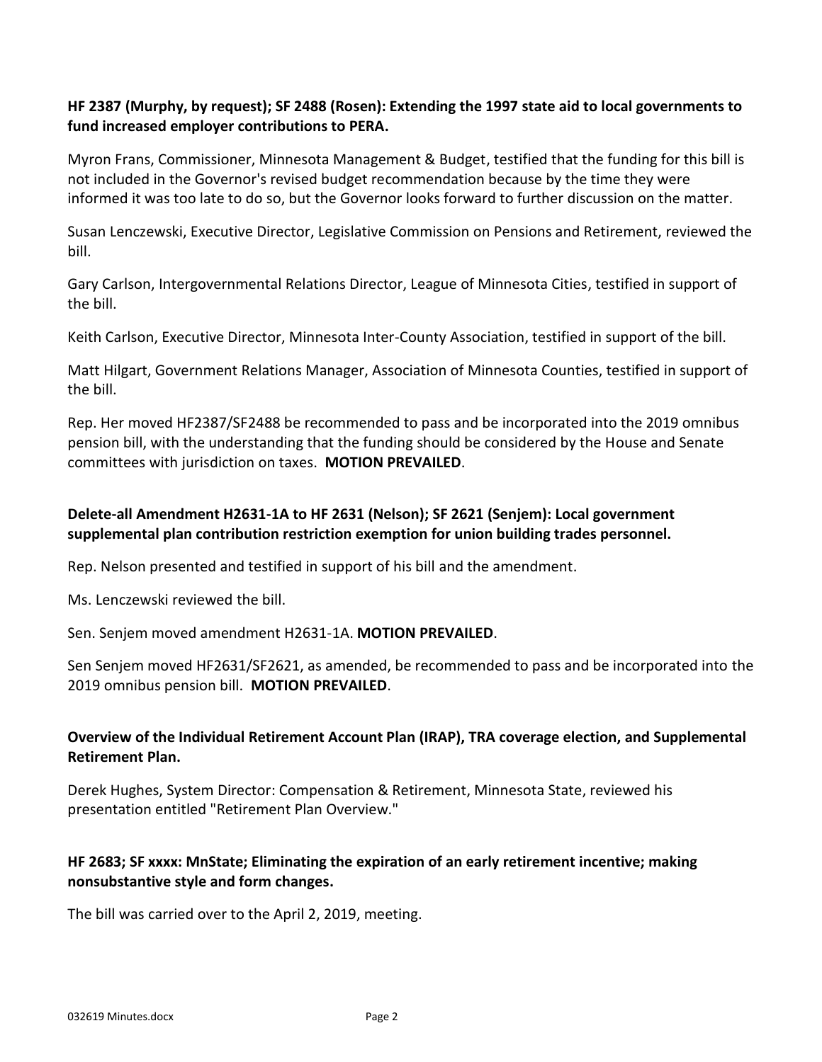**HF 2387 (Murphy, by request); SF 2488 (Rosen): Extending the 1997 state aid to local governments to fund increased employer contributions to PERA.**

Myron Frans, Commissioner, Minnesota Management & Budget, testified that the funding for this bill is not included in the Governor's revised budget recommendation because by the time they were informed it was too late to do so, but the Governor looks forward to further discussion on the matter.

Susan Lenczewski, Executive Director, Legislative Commission on Pensions and Retirement, reviewed the bill.

Gary Carlson, Intergovernmental Relations Director, League of Minnesota Cities, testified in support of the bill.

Keith Carlson, Executive Director, Minnesota Inter-County Association, testified in support of the bill.

Matt Hilgart, Government Relations Manager, Association of Minnesota Counties, testified in support of the bill.

Rep. Her moved HF2387/SF2488 be recommended to pass and be incorporated into the 2019 omnibus pension bill, with the understanding that the funding should be considered by the House and Senate committees with jurisdiction on taxes. **MOTION PREVAILED**.

**Delete-all Amendment H2631-1A to HF 2631 (Nelson); SF 2621 (Senjem): Local government supplemental plan contribution restriction exemption for union building trades personnel.**

Rep. Nelson presented and testified in support of his bill and the amendment.

Ms. Lenczewski reviewed the bill.

Sen. Senjem moved amendment H2631-1A. **MOTION PREVAILED**.

Sen Senjem moved HF2631/SF2621, as amended, be recommended to pass and be incorporated into the 2019 omnibus pension bill. **MOTION PREVAILED**.

**Overview of the Individual Retirement Account Plan (IRAP), TRA coverage election, and Supplemental Retirement Plan.**

Derek Hughes, System Director: Compensation & Retirement, Minnesota State, reviewed his presentation entitled "Retirement Plan Overview."

**HF 2683; SF xxxx: MnState; Eliminating the expiration of an early retirement incentive; making nonsubstantive style and form changes.**

The bill was carried over to the April 2, 2019, meeting.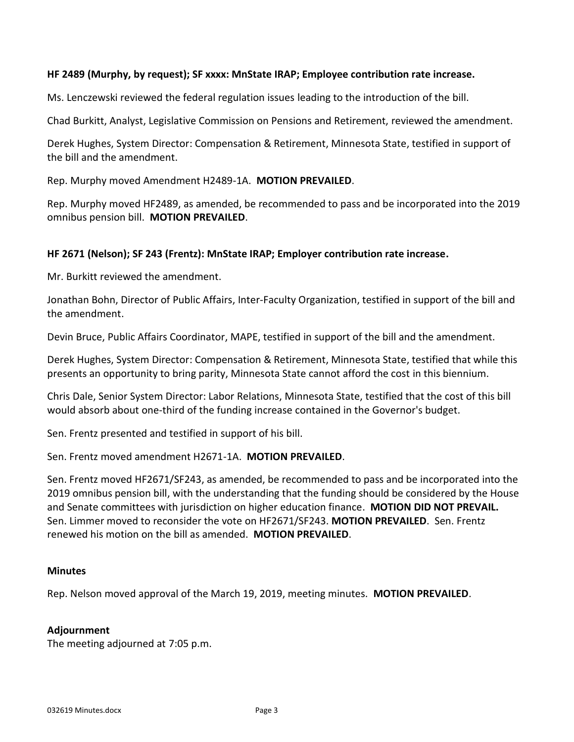**HF 2489 (Murphy, by request); SF xxxx: MnState IRAP; Employee contribution rate increase.**

Ms. Lenczewski reviewed the federal regulation issues leading to the introduction of the bill.

Chad Burkitt, Analyst, Legislative Commission on Pensions and Retirement, reviewed the amendment.

Derek Hughes, System Director: Compensation & Retirement, Minnesota State, testified in support of the bill and the amendment.

Rep. Murphy moved Amendment H2489-1A. **MOTION PREVAILED**.

Rep. Murphy moved HF2489, as amended, be recommended to pass and be incorporated into the 2019 omnibus pension bill. **MOTION PREVAILED**.

**HF 2671 (Nelson); SF 243 (Frentz): MnState IRAP; Employer contribution rate increase.**

Mr. Burkitt reviewed the amendment.

Jonathan Bohn, Director of Public Affairs, Inter-Faculty Organization, testified in support of the bill and the amendment.

Devin Bruce, Public Affairs Coordinator, MAPE, testified in support of the bill and the amendment.

Derek Hughes, System Director: Compensation & Retirement, Minnesota State, testified that while this presents an opportunity to bring parity, Minnesota State cannot afford the cost in this biennium.

Chris Dale, Senior System Director: Labor Relations, Minnesota State, testified that the cost of this bill would absorb about one-third of the funding increase contained in the Governor's budget.

Sen. Frentz presented and testified in support of his bill.

Sen. Frentz moved amendment H2671-1A. **MOTION PREVAILED**.

Sen. Frentz moved HF2671/SF243, as amended, be recommended to pass and be incorporated into the 2019 omnibus pension bill, with the understanding that the funding should be considered by the House and Senate committees with jurisdiction on higher education finance. **MOTION DID NOT PREVAIL.** Sen. Limmer moved to reconsider the vote on HF2671/SF243. **MOTION PREVAILED**. Sen. Frentz renewed his motion on the bill as amended. **MOTION PREVAILED**.

**Minutes**

Rep. Nelson moved approval of the March 19, 2019, meeting minutes. **MOTION PREVAILED**.

**Adjournment**

The meeting adjourned at 7:05 p.m.